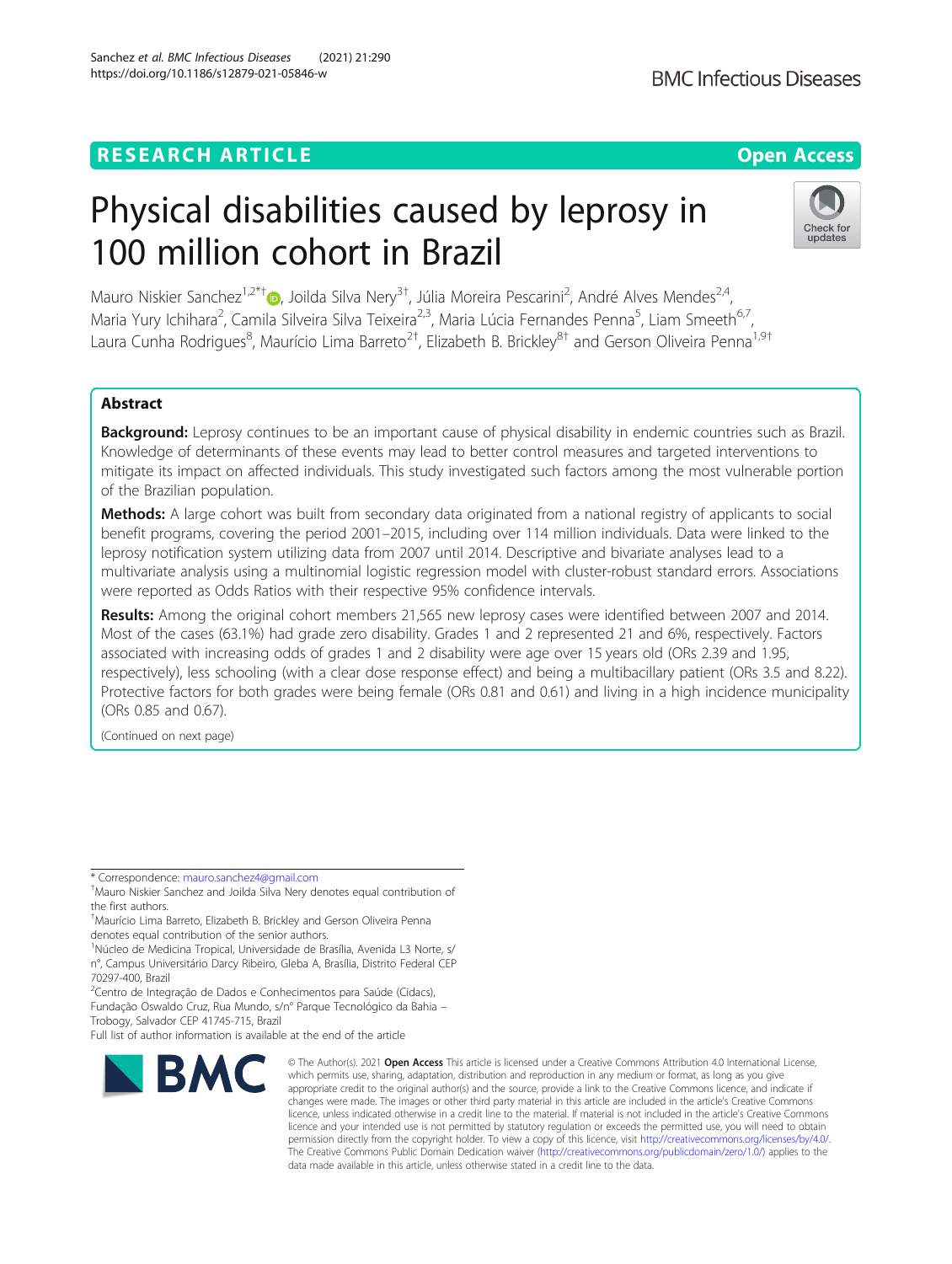RESEARCH ARTICLE

Open Access

# Physical disabilities caused by leprosy in 100 million cohort in Brazil

Mauro Niskier Sanchez[1,2*†], Joilda Silva Nery[3†], Júlia Moreira Pescarini[2], André Alves Mendes[2,4], Maria Yury Ichihara[2], Camila Silveira Silva Teixeira[2,3], Maria Lúcia Fernandes Penna[5], Liam Smeeth[6,7], Laura Cunha Rodrigues[8], Maurício Lima Barreto[2†], Elizabeth B. Brickley[8†] and Gerson Oliveira Penna[1,9†]

## Abstract

**Background:** Leprosy continues to be an important cause of physical disability in endemic countries such as Brazil. Knowledge of determinants of these events may lead to better control measures and targeted interventions to mitigate its impact on affected individuals. This study investigated such factors among the most vulnerable portion of the Brazilian population.

**Methods:** A large cohort was built from secondary data originated from a national registry of applicants to social benefit programs, covering the period 2001–2015, including over 114 million individuals. Data were linked to the leprosy notification system utilizing data from 2007 until 2014. Descriptive and bivariate analyses lead to a multivariate analysis using a multinomial logistic regression model with cluster-robust standard errors. Associations were reported as Odds Ratios with their respective 95% confidence intervals.

**Results:** Among the original cohort members 21,565 new leprosy cases were identified between 2007 and 2014. Most of the cases (63.1%) had grade zero disability. Grades 1 and 2 represented 21 and 6%, respectively. Factors associated with increasing odds of grades 1 and 2 disability were age over 15 years old (ORs 2.39 and 1.95, respectively), less schooling (with a clear dose response effect) and being a multibacillary patient (ORs 3.5 and 8.22). Protective factors for both grades were being female (ORs 0.81 and 0.61) and living in a high incidence municipality (ORs 0.85 and 0.67).

(Continued on next page)

---

* Correspondence: mauro.sanchez4@gmail.com

†Mauro Niskier Sanchez and Joilda Silva Nery denotes equal contribution of the first authors.

†Maurício Lima Barreto, Elizabeth B. Brickley and Gerson Oliveira Penna denotes equal contribution of the senior authors.

[1]Núcleo de Medicina Tropical, Universidade de Brasília, Avenida L3 Norte, s/n°, Campus Universitário Darcy Ribeiro, Gleba A, Brasília, Distrito Federal CEP 70297-400, Brazil

[2]Centro de Integração de Dados e Conhecimentos para Saúde (Cidacs), Fundação Oswaldo Cruz, Rua Mundo, s/n° Parque Tecnológico da Bahia – Trobogy, Salvador CEP 41745-715, Brazil

Full list of author information is available at the end of the article

© The Author(s). 2021 **Open Access** This article is licensed under a Creative Commons Attribution 4.0 International License, which permits use, sharing, adaptation, distribution and reproduction in any medium or format, as long as you give appropriate credit to the original author(s) and the source, provide a link to the Creative Commons licence, and indicate if changes were made. The images or other third party material in this article are included in the article's Creative Commons licence, unless indicated otherwise in a credit line to the material. If material is not included in the article's Creative Commons licence and your intended use is not permitted by statutory regulation or exceeds the permitted use, you will need to obtain permission directly from the copyright holder. To view a copy of this licence, visit http://creativecommons.org/licenses/by/4.0/. The Creative Commons Public Domain Dedication waiver (http://creativecommons.org/publicdomain/zero/1.0/) applies to the data made available in this article, unless otherwise stated in a credit line to the data.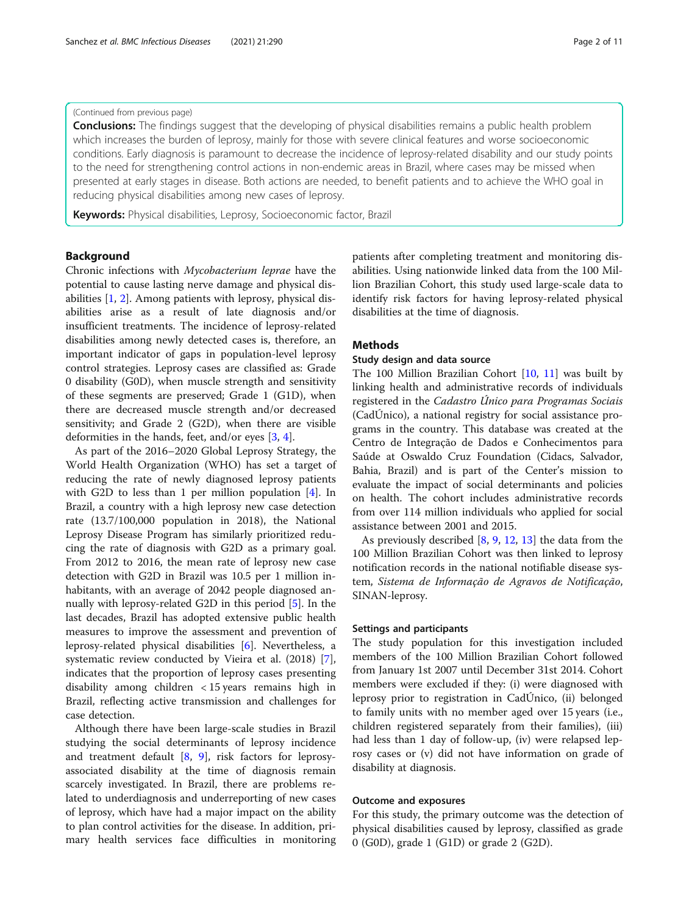(Continued from previous page)

**Conclusions:** The findings suggest that the developing of physical disabilities remains a public health problem which increases the burden of leprosy, mainly for those with severe clinical features and worse socioeconomic conditions. Early diagnosis is paramount to decrease the incidence of leprosy-related disability and our study points to the need for strengthening control actions in non-endemic areas in Brazil, where cases may be missed when presented at early stages in disease. Both actions are needed, to benefit patients and to achieve the WHO goal in reducing physical disabilities among new cases of leprosy.

**Keywords:** Physical disabilities, Leprosy, Socioeconomic factor, Brazil

## Background

Chronic infections with *Mycobacterium leprae* have the potential to cause lasting nerve damage and physical disabilities [1, 2]. Among patients with leprosy, physical disabilities arise as a result of late diagnosis and/or insufficient treatments. The incidence of leprosy-related disabilities among newly detected cases is, therefore, an important indicator of gaps in population-level leprosy control strategies. Leprosy cases are classified as: Grade 0 disability (G0D), when muscle strength and sensitivity of these segments are preserved; Grade 1 (G1D), when there are decreased muscle strength and/or decreased sensitivity; and Grade 2 (G2D), when there are visible deformities in the hands, feet, and/or eyes [3, 4].

As part of the 2016–2020 Global Leprosy Strategy, the World Health Organization (WHO) has set a target of reducing the rate of newly diagnosed leprosy patients with G2D to less than 1 per million population [4]. In Brazil, a country with a high leprosy new case detection rate (13.7/100,000 population in 2018), the National Leprosy Disease Program has similarly prioritized reducing the rate of diagnosis with G2D as a primary goal. From 2012 to 2016, the mean rate of leprosy new case detection with G2D in Brazil was 10.5 per 1 million inhabitants, with an average of 2042 people diagnosed annually with leprosy-related G2D in this period [5]. In the last decades, Brazil has adopted extensive public health measures to improve the assessment and prevention of leprosy-related physical disabilities [6]. Nevertheless, a systematic review conducted by Vieira et al. (2018) [7], indicates that the proportion of leprosy cases presenting disability among children < 15 years remains high in Brazil, reflecting active transmission and challenges for case detection.

Although there have been large-scale studies in Brazil studying the social determinants of leprosy incidence and treatment default [8, 9], risk factors for leprosy-associated disability at the time of diagnosis remain scarcely investigated. In Brazil, there are problems related to underdiagnosis and underreporting of new cases of leprosy, which have had a major impact on the ability to plan control activities for the disease. In addition, primary health services face difficulties in monitoring patients after completing treatment and monitoring disabilities. Using nationwide linked data from the 100 Million Brazilian Cohort, this study used large-scale data to identify risk factors for having leprosy-related physical disabilities at the time of diagnosis.

## Methods

### Study design and data source

The 100 Million Brazilian Cohort [10, 11] was built by linking health and administrative records of individuals registered in the *Cadastro Único para Programas Sociais* (CadÚnico), a national registry for social assistance programs in the country. This database was created at the Centro de Integração de Dados e Conhecimentos para Saúde at Oswaldo Cruz Foundation (Cidacs, Salvador, Bahia, Brazil) and is part of the Center's mission to evaluate the impact of social determinants and policies on health. The cohort includes administrative records from over 114 million individuals who applied for social assistance between 2001 and 2015.

As previously described [8, 9, 12, 13] the data from the 100 Million Brazilian Cohort was then linked to leprosy notification records in the national notifiable disease system, *Sistema de Informação de Agravos de Notificação*, SINAN-leprosy.

### Settings and participants

The study population for this investigation included members of the 100 Million Brazilian Cohort followed from January 1st 2007 until December 31st 2014. Cohort members were excluded if they: (i) were diagnosed with leprosy prior to registration in CadÚnico, (ii) belonged to family units with no member aged over 15 years (i.e., children registered separately from their families), (iii) had less than 1 day of follow-up, (iv) were relapsed leprosy cases or (v) did not have information on grade of disability at diagnosis.

### Outcome and exposures

For this study, the primary outcome was the detection of physical disabilities caused by leprosy, classified as grade 0 (G0D), grade 1 (G1D) or grade 2 (G2D).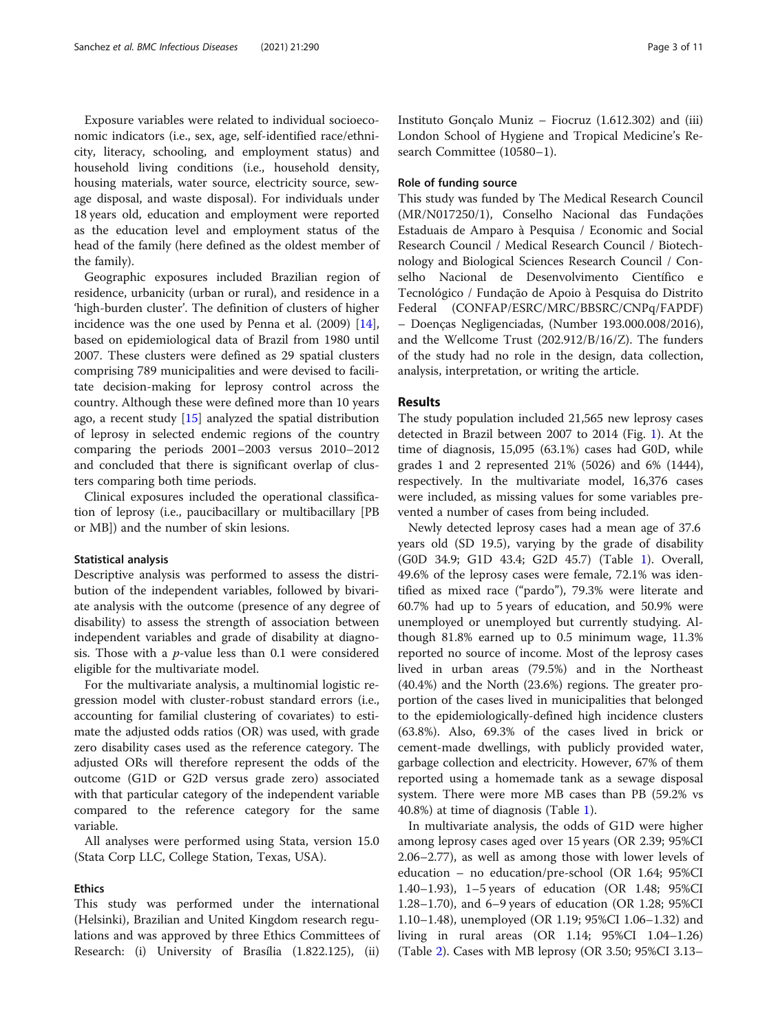Exposure variables were related to individual socioeconomic indicators (i.e., sex, age, self-identified race/ethnicity, literacy, schooling, and employment status) and household living conditions (i.e., household density, housing materials, water source, electricity source, sewage disposal, and waste disposal). For individuals under 18 years old, education and employment were reported as the education level and employment status of the head of the family (here defined as the oldest member of the family).

Geographic exposures included Brazilian region of residence, urbanicity (urban or rural), and residence in a 'high-burden cluster'. The definition of clusters of higher incidence was the one used by Penna et al. (2009) [14], based on epidemiological data of Brazil from 1980 until 2007. These clusters were defined as 29 spatial clusters comprising 789 municipalities and were devised to facilitate decision-making for leprosy control across the country. Although these were defined more than 10 years ago, a recent study [15] analyzed the spatial distribution of leprosy in selected endemic regions of the country comparing the periods 2001–2003 versus 2010–2012 and concluded that there is significant overlap of clusters comparing both time periods.

Clinical exposures included the operational classification of leprosy (i.e., paucibacillary or multibacillary [PB or MB]) and the number of skin lesions.

### Statistical analysis

Descriptive analysis was performed to assess the distribution of the independent variables, followed by bivariate analysis with the outcome (presence of any degree of disability) to assess the strength of association between independent variables and grade of disability at diagnosis. Those with a $p$-value less than 0.1 were considered eligible for the multivariate model.

For the multivariate analysis, a multinomial logistic regression model with cluster-robust standard errors (i.e., accounting for familial clustering of covariates) to estimate the adjusted odds ratios (OR) was used, with grade zero disability cases used as the reference category. The adjusted ORs will therefore represent the odds of the outcome (G1D or G2D versus grade zero) associated with that particular category of the independent variable compared to the reference category for the same variable.

All analyses were performed using Stata, version 15.0 (Stata Corp LLC, College Station, Texas, USA).

### Ethics

This study was performed under the international (Helsinki), Brazilian and United Kingdom research regulations and was approved by three Ethics Committees of Research: (i) University of Brasília (1.822.125), (ii) Instituto Gonçalo Muniz – Fiocruz (1.612.302) and (iii) London School of Hygiene and Tropical Medicine's Research Committee (10580–1).

### Role of funding source

This study was funded by The Medical Research Council (MR/N017250/1), Conselho Nacional das Fundações Estaduais de Amparo à Pesquisa / Economic and Social Research Council / Medical Research Council / Biotechnology and Biological Sciences Research Council / Conselho Nacional de Desenvolvimento Científico e Tecnológico / Fundação de Apoio à Pesquisa do Distrito Federal (CONFAP/ESRC/MRC/BBSRC/CNPq/FAPDF) – Doenças Negligenciadas, (Number 193.000.008/2016), and the Wellcome Trust (202.912/B/16/Z). The funders of the study had no role in the design, data collection, analysis, interpretation, or writing the article.

## Results

The study population included 21,565 new leprosy cases detected in Brazil between 2007 to 2014 (Fig. 1). At the time of diagnosis, 15,095 (63.1%) cases had G0D, while grades 1 and 2 represented 21% (5026) and 6% (1444), respectively. In the multivariate model, 16,376 cases were included, as missing values for some variables prevented a number of cases from being included.

Newly detected leprosy cases had a mean age of 37.6 years old (SD 19.5), varying by the grade of disability (G0D 34.9; G1D 43.4; G2D 45.7) (Table 1). Overall, 49.6% of the leprosy cases were female, 72.1% was identified as mixed race ("pardo"), 79.3% were literate and 60.7% had up to 5 years of education, and 50.9% were unemployed or unemployed but currently studying. Although 81.8% earned up to 0.5 minimum wage, 11.3% reported no source of income. Most of the leprosy cases lived in urban areas (79.5%) and in the Northeast (40.4%) and the North (23.6%) regions. The greater proportion of the cases lived in municipalities that belonged to the epidemiologically-defined high incidence clusters (63.8%). Also, 69.3% of the cases lived in brick or cement-made dwellings, with publicly provided water, garbage collection and electricity. However, 67% of them reported using a homemade tank as a sewage disposal system. There were more MB cases than PB (59.2% vs 40.8%) at time of diagnosis (Table 1).

In multivariate analysis, the odds of G1D were higher among leprosy cases aged over 15 years (OR 2.39; 95%CI 2.06–2.77), as well as among those with lower levels of education – no education/pre-school (OR 1.64; 95%CI 1.40–1.93), 1–5 years of education (OR 1.48; 95%CI 1.28–1.70), and 6–9 years of education (OR 1.28; 95%CI 1.10–1.48), unemployed (OR 1.19; 95%CI 1.06–1.32) and living in rural areas (OR 1.14; 95%CI 1.04–1.26) (Table 2). Cases with MB leprosy (OR 3.50; 95%CI 3.13–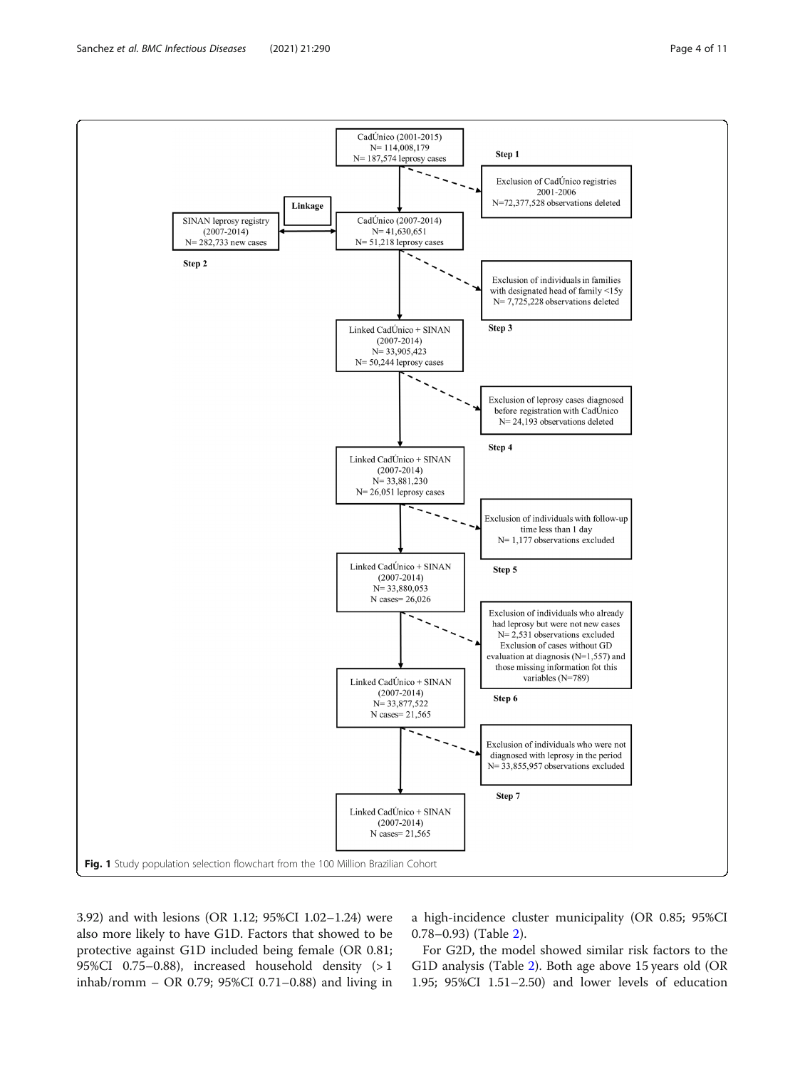- CadÚnico (2001-2015) N= 114,008,179 N= 187,574 leprosy cases
  - **Step 1**: Exclusion of CadÚnico registries 2001-2006 N=72,377,528 observations deleted
- CadÚnico (2007-2014) N= 41,630,651 N= 51,218 leprosy cases
  - **Linkage** with SINAN leprosy registry (2007-2014) N= 282,733 new cases (**Step 2**)
  - Exclusion of individuals in families with designated head of family <15y N= 7,725,228 observations deleted
- Linked CadÚnico + SINAN (2007-2014) N= 33,905,423 N= 50,244 leprosy cases
  - **Step 3**: Exclusion of leprosy cases diagnosed before registration with CadÚnico N= 24,193 observations deleted
- Linked CadÚnico + SINAN (2007-2014) N= 33,881,230 N= 26,051 leprosy cases
  - **Step 4**: Exclusion of individuals with follow-up time less than 1 day N= 1,177 observations excluded
- Linked CadÚnico + SINAN (2007-2014) N= 33,880,053 N cases= 26,026
  - **Step 5**: Exclusion of individuals who already had leprosy but were not new cases N= 2,531 observations excluded Exclusion of cases without GD evaluation at diagnosis (N=1,557) and those missing information fot this variables (N=789)
- Linked CadÚnico + SINAN (2007-2014) N= 33,877,522 N cases= 21,565
  - **Step 6**: Exclusion of individuals who were not diagnosed with leprosy in the period N= 33,855,957 observations excluded
- **Step 7**: Linked CadÚnico + SINAN (2007-2014) N cases= 21,565

**Fig. 1** Study population selection flowchart from the 100 Million Brazilian Cohort

3.92) and with lesions (OR 1.12; 95%CI 1.02–1.24) were also more likely to have G1D. Factors that showed to be protective against G1D included being female (OR 0.81; 95%CI 0.75–0.88), increased household density (> 1 inhab/romm – OR 0.79; 95%CI 0.71–0.88) and living in a high-incidence cluster municipality (OR 0.85; 95%CI 0.78–0.93) (Table 2).

For G2D, the model showed similar risk factors to the G1D analysis (Table 2). Both age above 15 years old (OR 1.95; 95%CI 1.51–2.50) and lower levels of education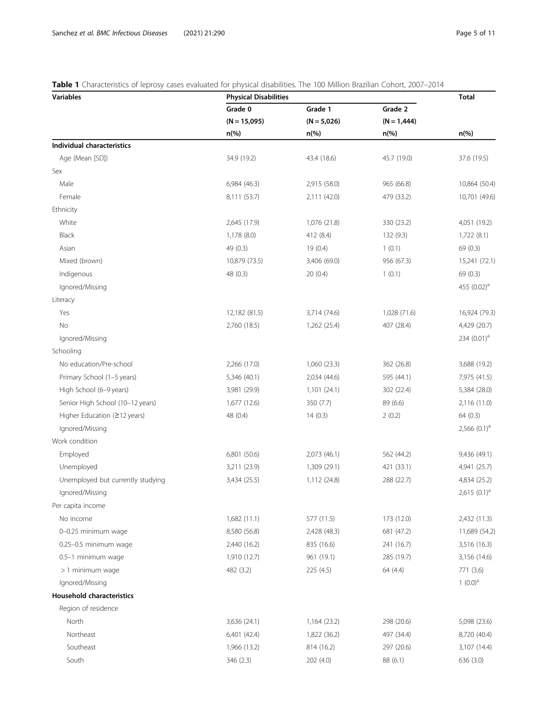**Table 1** Characteristics of leprosy cases evaluated for physical disabilities. The 100 Million Brazilian Cohort, 2007–2014

| Variables | Physical Disabilities | | | Total |
|---|---|---|---|---|
| | Grade 0 (N = 15,095) | Grade 1 (N = 5,026) | Grade 2 (N = 1,444) | |
| | n(%) | n(%) | n(%) | n(%) |
| **Individual characteristics** | | | | |
| Age (Mean [SD]) | 34.9 (19.2) | 43.4 (18.6) | 45.7 (19.0) | 37.6 (19.5) |
| Sex | | | | |
| Male | 6,984 (46.3) | 2,915 (58.0) | 965 (66.8) | 10,864 (50.4) |
| Female | 8,111 (53.7) | 2,111 (42.0) | 479 (33.2) | 10,701 (49.6) |
| Ethnicity | | | | |
| White | 2,645 (17.9) | 1,076 (21.8) | 330 (23.2) | 4,051 (19.2) |
| Black | 1,178 (8.0) | 412 (8.4) | 132 (9.3) | 1,722 (8.1) |
| Asian | 49 (0.3) | 19 (0.4) | 1 (0.1) | 69 (0.3) |
| Mixed (brown) | 10,879 (73.5) | 3,406 (69.0) | 956 (67.3) | 15,241 (72.1) |
| Indigenous | 48 (0.3) | 20 (0.4) | 1 (0.1) | 69 (0.3) |
| Ignored/Missing | | | | 455 (0.02)[a] |
| Literacy | | | | |
| Yes | 12,182 (81.5) | 3,714 (74.6) | 1,028 (71.6) | 16,924 (79.3) |
| No | 2,760 (18.5) | 1,262 (25.4) | 407 (28.4) | 4,429 (20.7) |
| Ignored/Missing | | | | 234 (0.01)[a] |
| Schooling | | | | |
| No education/Pre-school | 2,266 (17.0) | 1,060 (23.3) | 362 (26.8) | 3,688 (19.2) |
| Primary School (1–5 years) | 5,346 (40.1) | 2,034 (44.6) | 595 (44.1) | 7,975 (41.5) |
| High School (6–9 years) | 3,981 (29.9) | 1,101 (24.1) | 302 (22.4) | 5,384 (28.0) |
| Senior High School (10–12 years) | 1,677 (12.6) | 350 (7.7) | 89 (6.6) | 2,116 (11.0) |
| Higher Education (≥12 years) | 48 (0.4) | 14 (0.3) | 2 (0.2) | 64 (0.3) |
| Ignored/Missing | | | | 2,566 (0.1)[a] |
| Work condition | | | | |
| Employed | 6,801 (50.6) | 2,073 (46.1) | 562 (44.2) | 9,436 (49.1) |
| Unemployed | 3,211 (23.9) | 1,309 (29.1) | 421 (33.1) | 4,941 (25.7) |
| Unemployed but currently studying | 3,434 (25.5) | 1,112 (24.8) | 288 (22.7) | 4,834 (25.2) |
| Ignored/Missing | | | | 2,615 (0.1)[a] |
| Per capita income | | | | |
| No income | 1,682 (11.1) | 577 (11.5) | 173 (12.0) | 2,432 (11.3) |
| 0–0.25 minimum wage | 8,580 (56.8) | 2,428 (48.3) | 681 (47.2) | 11,689 (54.2) |
| 0.25–0.5 minimum wage | 2,440 (16.2) | 835 (16.6) | 241 (16.7) | 3,516 (16.3) |
| 0.5–1 minimum wage | 1,910 (12.7) | 961 (19.1) | 285 (19.7) | 3,156 (14.6) |
| > 1 minimum wage | 482 (3.2) | 225 (4.5) | 64 (4.4) | 771 (3.6) |
| Ignored/Missing | | | | 1 (0.0)[a] |
| **Household characteristics** | | | | |
| Region of residence | | | | |
| North | 3,636 (24.1) | 1,164 (23.2) | 298 (20.6) | 5,098 (23.6) |
| Northeast | 6,401 (42.4) | 1,822 (36.2) | 497 (34.4) | 8,720 (40.4) |
| Southeast | 1,966 (13.2) | 814 (16.2) | 297 (20.6) | 3,107 (14.4) |
| South | 346 (2.3) | 202 (4.0) | 88 (6.1) | 636 (3.0) |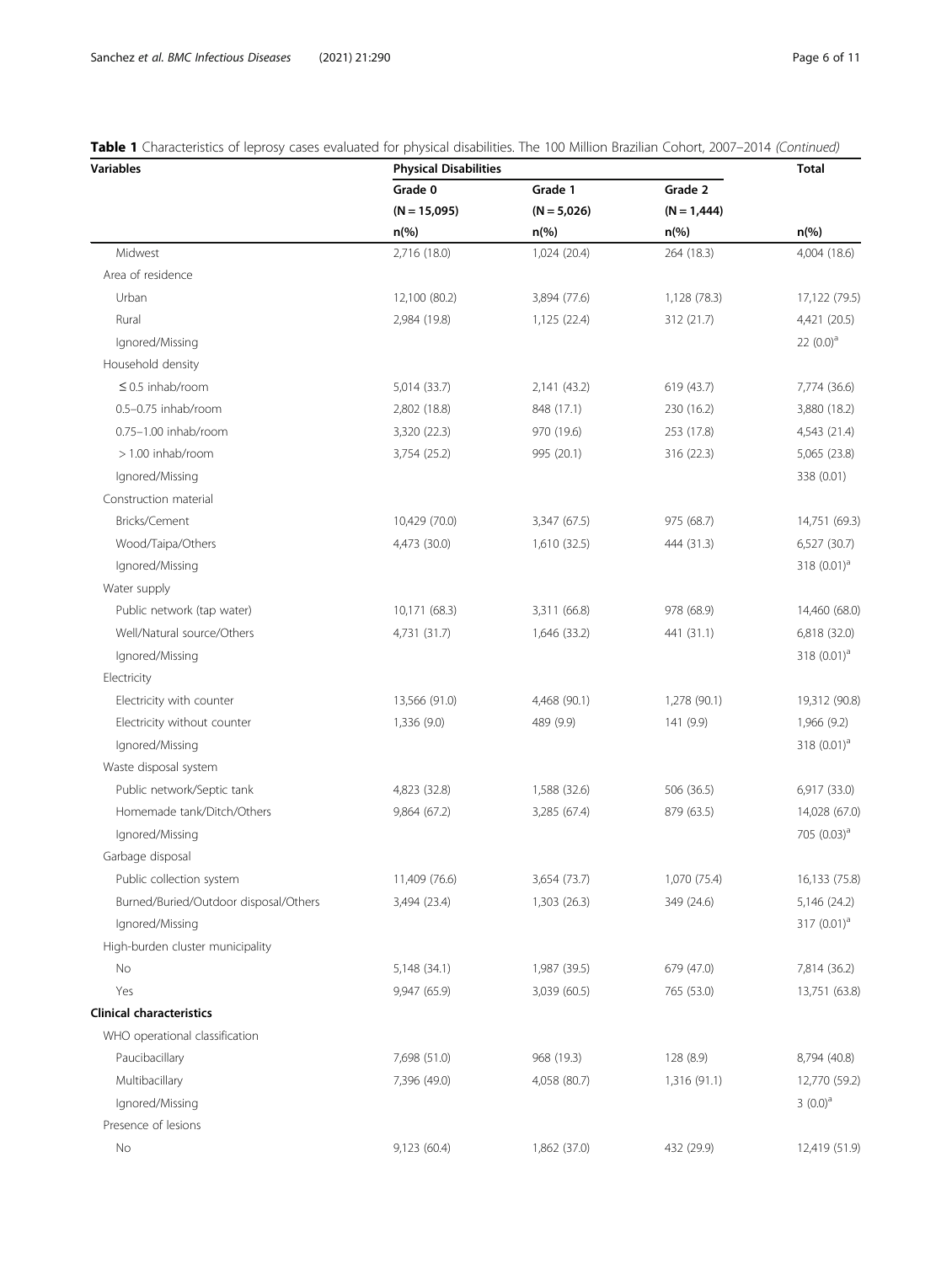**Table 1** Characteristics of leprosy cases evaluated for physical disabilities. The 100 Million Brazilian Cohort, 2007–2014 *(Continued)*

| Variables | Physical Disabilities | | | Total |
|---|---|---|---|---|
| | Grade 0 | Grade 1 | Grade 2 | |
| | (N = 15,095) | (N = 5,026) | (N = 1,444) | |
| | n(%) | n(%) | n(%) | n(%) |
| Midwest | 2,716 (18.0) | 1,024 (20.4) | 264 (18.3) | 4,004 (18.6) |
| Area of residence | | | | |
| Urban | 12,100 (80.2) | 3,894 (77.6) | 1,128 (78.3) | 17,122 (79.5) |
| Rural | 2,984 (19.8) | 1,125 (22.4) | 312 (21.7) | 4,421 (20.5) |
| Ignored/Missing | | | | 22 (0.0)[a] |
| Household density | | | | |
| ≤ 0.5 inhab/room | 5,014 (33.7) | 2,141 (43.2) | 619 (43.7) | 7,774 (36.6) |
| 0.5–0.75 inhab/room | 2,802 (18.8) | 848 (17.1) | 230 (16.2) | 3,880 (18.2) |
| 0.75–1.00 inhab/room | 3,320 (22.3) | 970 (19.6) | 253 (17.8) | 4,543 (21.4) |
| > 1.00 inhab/room | 3,754 (25.2) | 995 (20.1) | 316 (22.3) | 5,065 (23.8) |
| Ignored/Missing | | | | 338 (0.01) |
| Construction material | | | | |
| Bricks/Cement | 10,429 (70.0) | 3,347 (67.5) | 975 (68.7) | 14,751 (69.3) |
| Wood/Taipa/Others | 4,473 (30.0) | 1,610 (32.5) | 444 (31.3) | 6,527 (30.7) |
| Ignored/Missing | | | | 318 (0.01)[a] |
| Water supply | | | | |
| Public network (tap water) | 10,171 (68.3) | 3,311 (66.8) | 978 (68.9) | 14,460 (68.0) |
| Well/Natural source/Others | 4,731 (31.7) | 1,646 (33.2) | 441 (31.1) | 6,818 (32.0) |
| Ignored/Missing | | | | 318 (0.01)[a] |
| Electricity | | | | |
| Electricity with counter | 13,566 (91.0) | 4,468 (90.1) | 1,278 (90.1) | 19,312 (90.8) |
| Electricity without counter | 1,336 (9.0) | 489 (9.9) | 141 (9.9) | 1,966 (9.2) |
| Ignored/Missing | | | | 318 (0.01)[a] |
| Waste disposal system | | | | |
| Public network/Septic tank | 4,823 (32.8) | 1,588 (32.6) | 506 (36.5) | 6,917 (33.0) |
| Homemade tank/Ditch/Others | 9,864 (67.2) | 3,285 (67.4) | 879 (63.5) | 14,028 (67.0) |
| Ignored/Missing | | | | 705 (0.03)[a] |
| Garbage disposal | | | | |
| Public collection system | 11,409 (76.6) | 3,654 (73.7) | 1,070 (75.4) | 16,133 (75.8) |
| Burned/Buried/Outdoor disposal/Others | 3,494 (23.4) | 1,303 (26.3) | 349 (24.6) | 5,146 (24.2) |
| Ignored/Missing | | | | 317 (0.01)[a] |
| High-burden cluster municipality | | | | |
| No | 5,148 (34.1) | 1,987 (39.5) | 679 (47.0) | 7,814 (36.2) |
| Yes | 9,947 (65.9) | 3,039 (60.5) | 765 (53.0) | 13,751 (63.8) |
| **Clinical characteristics** | | | | |
| WHO operational classification | | | | |
| Paucibacillary | 7,698 (51.0) | 968 (19.3) | 128 (8.9) | 8,794 (40.8) |
| Multibacillary | 7,396 (49.0) | 4,058 (80.7) | 1,316 (91.1) | 12,770 (59.2) |
| Ignored/Missing | | | | 3 (0.0)[a] |
| Presence of lesions | | | | |
| No | 9,123 (60.4) | 1,862 (37.0) | 432 (29.9) | 12,419 (51.9) |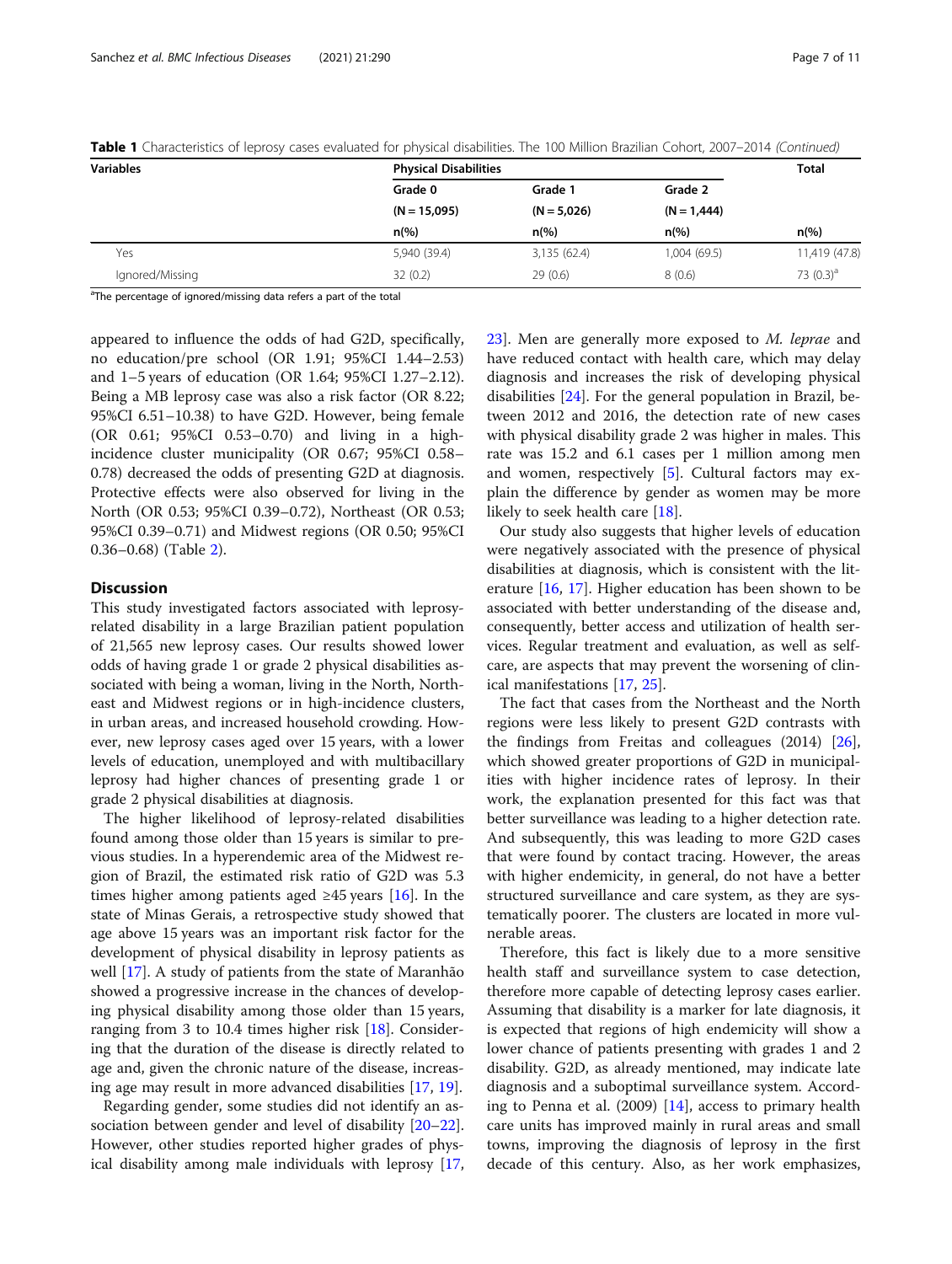**Table 1** Characteristics of leprosy cases evaluated for physical disabilities. The 100 Million Brazilian Cohort, 2007–2014 *(Continued)*

| Variables | Physical Disabilities | | | Total |
|---|---|---|---|---|
| | Grade 0 | Grade 1 | Grade 2 | |
| | (N = 15,095) | (N = 5,026) | (N = 1,444) | |
| | n(%) | n(%) | n(%) | n(%) |
| Yes | 5,940 (39.4) | 3,135 (62.4) | 1,004 (69.5) | 11,419 (47.8) |
| Ignored/Missing | 32 (0.2) | 29 (0.6) | 8 (0.6) | 73 (0.3)[a] |

[a]The percentage of ignored/missing data refers a part of the total

appeared to influence the odds of had G2D, specifically, no education/pre school (OR 1.91; 95%CI 1.44–2.53) and 1–5 years of education (OR 1.64; 95%CI 1.27–2.12). Being a MB leprosy case was also a risk factor (OR 8.22; 95%CI 6.51–10.38) to have G2D. However, being female (OR 0.61; 95%CI 0.53–0.70) and living in a high-incidence cluster municipality (OR 0.67; 95%CI 0.58–0.78) decreased the odds of presenting G2D at diagnosis. Protective effects were also observed for living in the North (OR 0.53; 95%CI 0.39–0.72), Northeast (OR 0.53; 95%CI 0.39–0.71) and Midwest regions (OR 0.50; 95%CI 0.36–0.68) (Table 2).

## Discussion

This study investigated factors associated with leprosy-related disability in a large Brazilian patient population of 21,565 new leprosy cases. Our results showed lower odds of having grade 1 or grade 2 physical disabilities associated with being a woman, living in the North, Northeast and Midwest regions or in high-incidence clusters, in urban areas, and increased household crowding. However, new leprosy cases aged over 15 years, with a lower levels of education, unemployed and with multibacillary leprosy had higher chances of presenting grade 1 or grade 2 physical disabilities at diagnosis.

The higher likelihood of leprosy-related disabilities found among those older than 15 years is similar to previous studies. In a hyperendemic area of the Midwest region of Brazil, the estimated risk ratio of G2D was 5.3 times higher among patients aged ≥45 years [16]. In the state of Minas Gerais, a retrospective study showed that age above 15 years was an important risk factor for the development of physical disability in leprosy patients as well [17]. A study of patients from the state of Maranhão showed a progressive increase in the chances of developing physical disability among those older than 15 years, ranging from 3 to 10.4 times higher risk [18]. Considering that the duration of the disease is directly related to age and, given the chronic nature of the disease, increasing age may result in more advanced disabilities [17, 19].

Regarding gender, some studies did not identify an association between gender and level of disability [20–22]. However, other studies reported higher grades of physical disability among male individuals with leprosy [17, 23]. Men are generally more exposed to *M. leprae* and have reduced contact with health care, which may delay diagnosis and increases the risk of developing physical disabilities [24]. For the general population in Brazil, between 2012 and 2016, the detection rate of new cases with physical disability grade 2 was higher in males. This rate was 15.2 and 6.1 cases per 1 million among men and women, respectively [5]. Cultural factors may explain the difference by gender as women may be more likely to seek health care [18].

Our study also suggests that higher levels of education were negatively associated with the presence of physical disabilities at diagnosis, which is consistent with the literature [16, 17]. Higher education has been shown to be associated with better understanding of the disease and, consequently, better access and utilization of health services. Regular treatment and evaluation, as well as self-care, are aspects that may prevent the worsening of clinical manifestations [17, 25].

The fact that cases from the Northeast and the North regions were less likely to present G2D contrasts with the findings from Freitas and colleagues (2014) [26], which showed greater proportions of G2D in municipalities with higher incidence rates of leprosy. In their work, the explanation presented for this fact was that better surveillance was leading to a higher detection rate. And subsequently, this was leading to more G2D cases that were found by contact tracing. However, the areas with higher endemicity, in general, do not have a better structured surveillance and care system, as they are systematically poorer. The clusters are located in more vulnerable areas.

Therefore, this fact is likely due to a more sensitive health staff and surveillance system to case detection, therefore more capable of detecting leprosy cases earlier. Assuming that disability is a marker for late diagnosis, it is expected that regions of high endemicity will show a lower chance of patients presenting with grades 1 and 2 disability. G2D, as already mentioned, may indicate late diagnosis and a suboptimal surveillance system. According to Penna et al. (2009) [14], access to primary health care units has improved mainly in rural areas and small towns, improving the diagnosis of leprosy in the first decade of this century. Also, as her work emphasizes,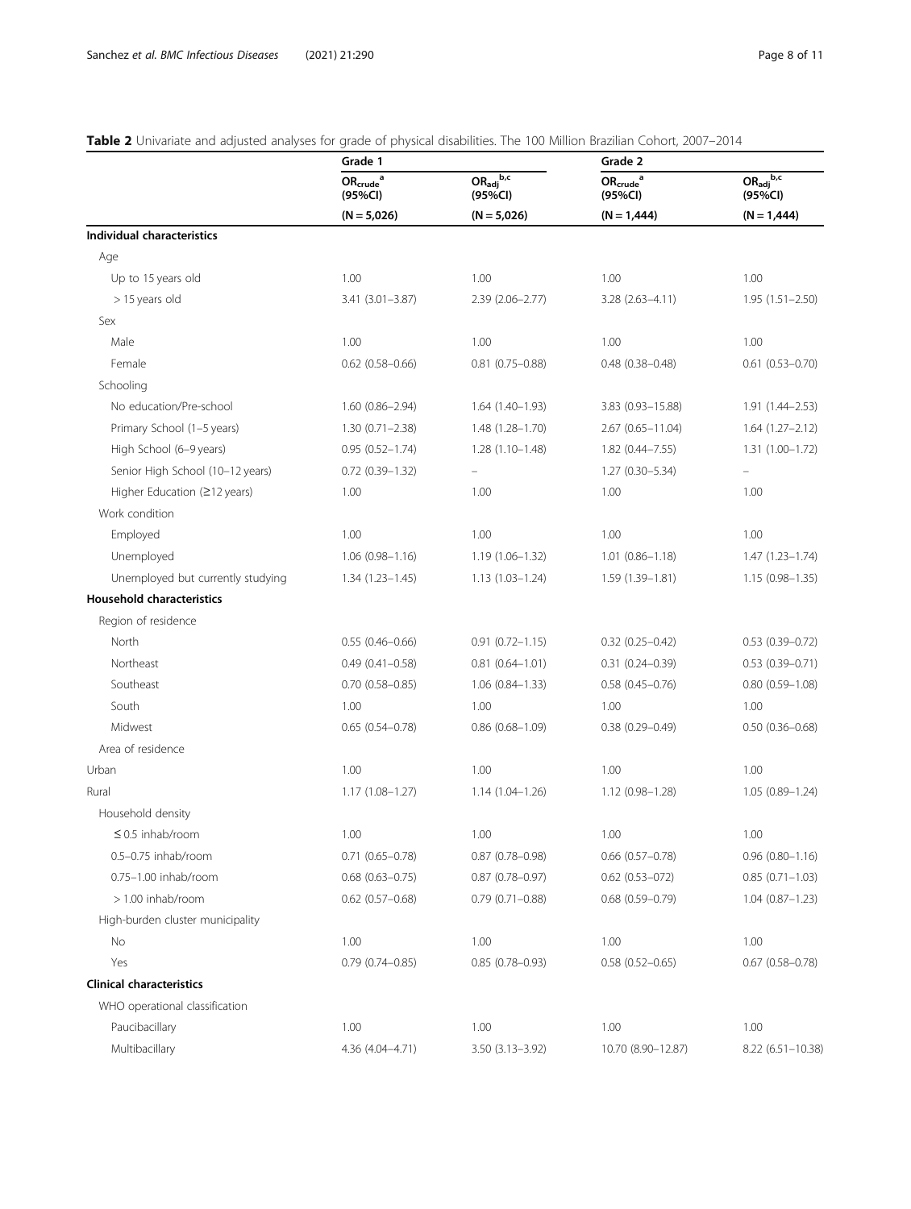**Table 2** Univariate and adjusted analyses for grade of physical disabilities. The 100 Million Brazilian Cohort, 2007–2014

| | Grade 1 | | Grade 2 | |
|---|---|---|---|---|
| | $OR_{crude}$[a] (95%CI) | $OR_{adj}$[b,c] (95%CI) | $OR_{crude}$[a] (95%CI) | $OR_{adj}$[b,c] (95%CI) |
| | (N = 5,026) | (N = 5,026) | (N = 1,444) | (N = 1,444) |
| **Individual characteristics** | | | | |
| Age | | | | |
| Up to 15 years old | 1.00 | 1.00 | 1.00 | 1.00 |
| > 15 years old | 3.41 (3.01–3.87) | 2.39 (2.06–2.77) | 3.28 (2.63–4.11) | 1.95 (1.51–2.50) |
| Sex | | | | |
| Male | 1.00 | 1.00 | 1.00 | 1.00 |
| Female | 0.62 (0.58–0.66) | 0.81 (0.75–0.88) | 0.48 (0.38–0.48) | 0.61 (0.53–0.70) |
| Schooling | | | | |
| No education/Pre-school | 1.60 (0.86–2.94) | 1.64 (1.40–1.93) | 3.83 (0.93–15.88) | 1.91 (1.44–2.53) |
| Primary School (1–5 years) | 1.30 (0.71–2.38) | 1.48 (1.28–1.70) | 2.67 (0.65–11.04) | 1.64 (1.27–2.12) |
| High School (6–9 years) | 0.95 (0.52–1.74) | 1.28 (1.10–1.48) | 1.82 (0.44–7.55) | 1.31 (1.00–1.72) |
| Senior High School (10–12 years) | 0.72 (0.39–1.32) | – | 1.27 (0.30–5.34) | – |
| Higher Education (≥12 years) | 1.00 | 1.00 | 1.00 | 1.00 |
| Work condition | | | | |
| Employed | 1.00 | 1.00 | 1.00 | 1.00 |
| Unemployed | 1.06 (0.98–1.16) | 1.19 (1.06–1.32) | 1.01 (0.86–1.18) | 1.47 (1.23–1.74) |
| Unemployed but currently studying | 1.34 (1.23–1.45) | 1.13 (1.03–1.24) | 1.59 (1.39–1.81) | 1.15 (0.98–1.35) |
| **Household characteristics** | | | | |
| Region of residence | | | | |
| North | 0.55 (0.46–0.66) | 0.91 (0.72–1.15) | 0.32 (0.25–0.42) | 0.53 (0.39–0.72) |
| Northeast | 0.49 (0.41–0.58) | 0.81 (0.64–1.01) | 0.31 (0.24–0.39) | 0.53 (0.39–0.71) |
| Southeast | 0.70 (0.58–0.85) | 1.06 (0.84–1.33) | 0.58 (0.45–0.76) | 0.80 (0.59–1.08) |
| South | 1.00 | 1.00 | 1.00 | 1.00 |
| Midwest | 0.65 (0.54–0.78) | 0.86 (0.68–1.09) | 0.38 (0.29–0.49) | 0.50 (0.36–0.68) |
| Area of residence | | | | |
| Urban | 1.00 | 1.00 | 1.00 | 1.00 |
| Rural | 1.17 (1.08–1.27) | 1.14 (1.04–1.26) | 1.12 (0.98–1.28) | 1.05 (0.89–1.24) |
| Household density | | | | |
| ≤ 0.5 inhab/room | 1.00 | 1.00 | 1.00 | 1.00 |
| 0.5–0.75 inhab/room | 0.71 (0.65–0.78) | 0.87 (0.78–0.98) | 0.66 (0.57–0.78) | 0.96 (0.80–1.16) |
| 0.75–1.00 inhab/room | 0.68 (0.63–0.75) | 0.87 (0.78–0.97) | 0.62 (0.53–072) | 0.85 (0.71–1.03) |
| > 1.00 inhab/room | 0.62 (0.57–0.68) | 0.79 (0.71–0.88) | 0.68 (0.59–0.79) | 1.04 (0.87–1.23) |
| High-burden cluster municipality | | | | |
| No | 1.00 | 1.00 | 1.00 | 1.00 |
| Yes | 0.79 (0.74–0.85) | 0.85 (0.78–0.93) | 0.58 (0.52–0.65) | 0.67 (0.58–0.78) |
| **Clinical characteristics** | | | | |
| WHO operational classification | | | | |
| Paucibacillary | 1.00 | 1.00 | 1.00 | 1.00 |
| Multibacillary | 4.36 (4.04–4.71) | 3.50 (3.13–3.92) | 10.70 (8.90–12.87) | 8.22 (6.51–10.38) |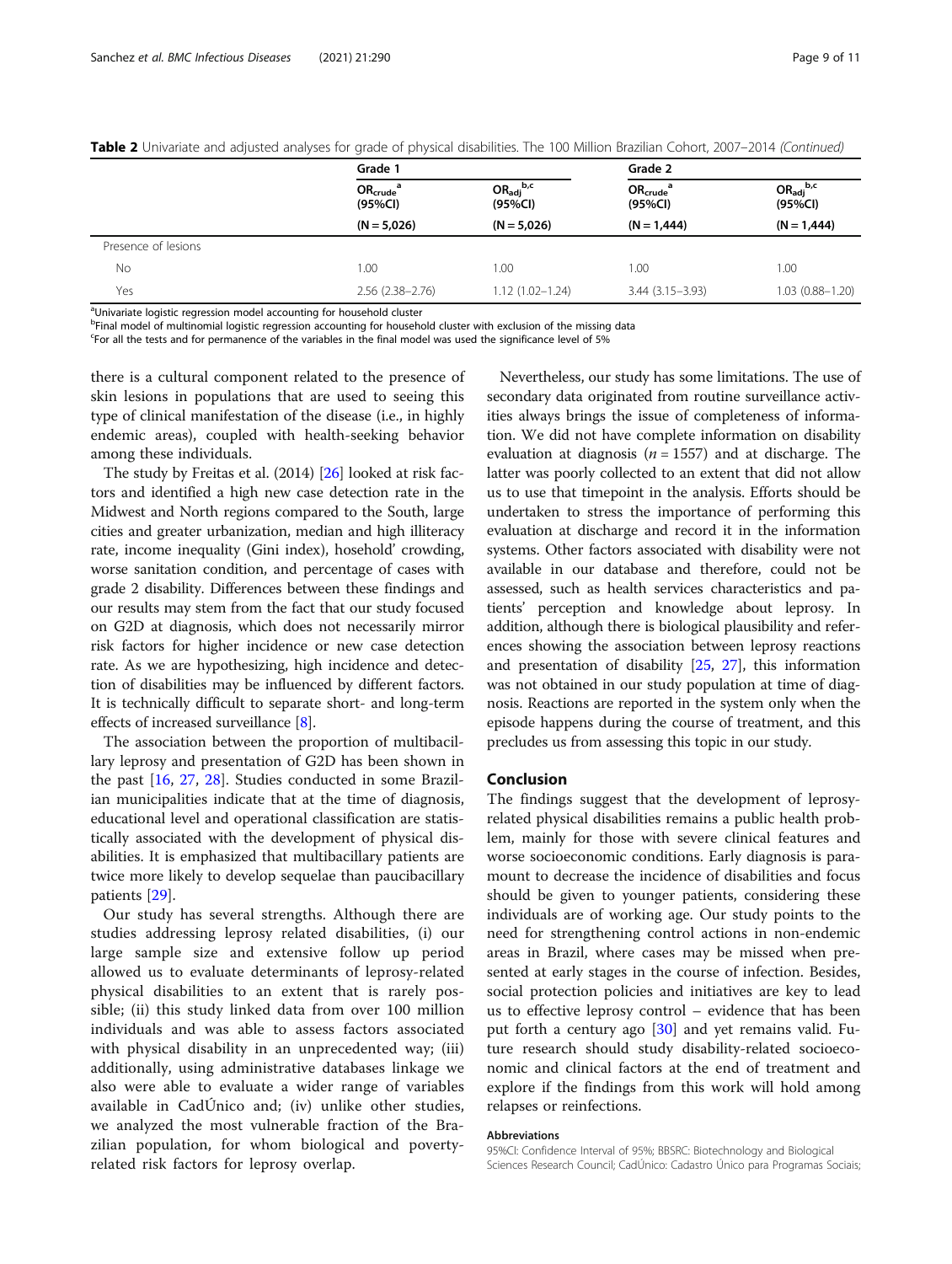**Table 2** Univariate and adjusted analyses for grade of physical disabilities. The 100 Million Brazilian Cohort, 2007–2014 *(Continued)*

| | Grade 1 | | Grade 2 | |
|---|---|---|---|---|
| | $OR_{crude}$ [a] (95%CI) | $OR_{adj}$ [b,c] (95%CI) | $OR_{crude}$ [a] (95%CI) | $OR_{adj}$ [b,c] (95%CI) |
| | (N = 5,026) | (N = 5,026) | (N = 1,444) | (N = 1,444) |
| Presence of lesions | | | | |
| No | 1.00 | 1.00 | 1.00 | 1.00 |
| Yes | 2.56 (2.38–2.76) | 1.12 (1.02–1.24) | 3.44 (3.15–3.93) | 1.03 (0.88–1.20) |

[a]Univariate logistic regression model accounting for household cluster
[b]Final model of multinomial logistic regression accounting for household cluster with exclusion of the missing data
[c]For all the tests and for permanence of the variables in the final model was used the significance level of 5%

there is a cultural component related to the presence of skin lesions in populations that are used to seeing this type of clinical manifestation of the disease (i.e., in highly endemic areas), coupled with health-seeking behavior among these individuals.

The study by Freitas et al. (2014) [26] looked at risk factors and identified a high new case detection rate in the Midwest and North regions compared to the South, large cities and greater urbanization, median and high illiteracy rate, income inequality (Gini index), hosehold' crowding, worse sanitation condition, and percentage of cases with grade 2 disability. Differences between these findings and our results may stem from the fact that our study focused on G2D at diagnosis, which does not necessarily mirror risk factors for higher incidence or new case detection rate. As we are hypothesizing, high incidence and detection of disabilities may be influenced by different factors. It is technically difficult to separate short- and long-term effects of increased surveillance [8].

The association between the proportion of multibacillary leprosy and presentation of G2D has been shown in the past [16, 27, 28]. Studies conducted in some Brazilian municipalities indicate that at the time of diagnosis, educational level and operational classification are statistically associated with the development of physical disabilities. It is emphasized that multibacillary patients are twice more likely to develop sequelae than paucibacillary patients [29].

Our study has several strengths. Although there are studies addressing leprosy related disabilities, (i) our large sample size and extensive follow up period allowed us to evaluate determinants of leprosy-related physical disabilities to an extent that is rarely possible; (ii) this study linked data from over 100 million individuals and was able to assess factors associated with physical disability in an unprecedented way; (iii) additionally, using administrative databases linkage we also were able to evaluate a wider range of variables available in CadÚnico and; (iv) unlike other studies, we analyzed the most vulnerable fraction of the Brazilian population, for whom biological and poverty-related risk factors for leprosy overlap.

Nevertheless, our study has some limitations. The use of secondary data originated from routine surveillance activities always brings the issue of completeness of information. We did not have complete information on disability evaluation at diagnosis ($n = 1557$) and at discharge. The latter was poorly collected to an extent that did not allow us to use that timepoint in the analysis. Efforts should be undertaken to stress the importance of performing this evaluation at discharge and record it in the information systems. Other factors associated with disability were not available in our database and therefore, could not be assessed, such as health services characteristics and patients' perception and knowledge about leprosy. In addition, although there is biological plausibility and references showing the association between leprosy reactions and presentation of disability [25, 27], this information was not obtained in our study population at time of diagnosis. Reactions are reported in the system only when the episode happens during the course of treatment, and this precludes us from assessing this topic in our study.

## Conclusion

The findings suggest that the development of leprosy-related physical disabilities remains a public health problem, mainly for those with severe clinical features and worse socioeconomic conditions. Early diagnosis is paramount to decrease the incidence of disabilities and focus should be given to younger patients, considering these individuals are of working age. Our study points to the need for strengthening control actions in non-endemic areas in Brazil, where cases may be missed when presented at early stages in the course of infection. Besides, social protection policies and initiatives are key to lead us to effective leprosy control – evidence that has been put forth a century ago [30] and yet remains valid. Future research should study disability-related socioeconomic and clinical factors at the end of treatment and explore if the findings from this work will hold among relapses or reinfections.

### Abbreviations

95%CI: Confidence Interval of 95%; BBSRC: Biotechnology and Biological Sciences Research Council; CadÚnico: Cadastro Único para Programas Sociais;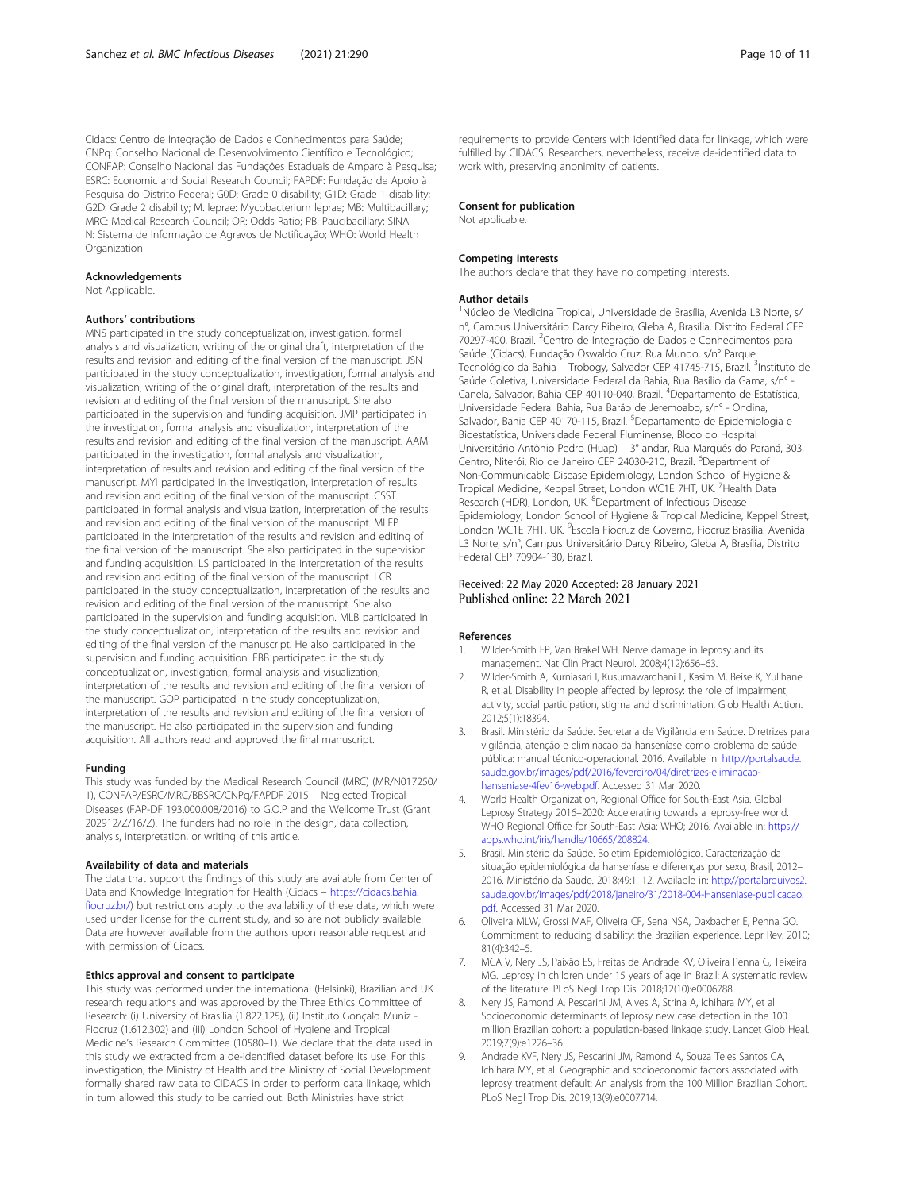Cidacs: Centro de Integração de Dados e Conhecimentos para Saúde; CNPq: Conselho Nacional de Desenvolvimento Científico e Tecnológico; CONFAP: Conselho Nacional das Fundações Estaduais de Amparo à Pesquisa; ESRC: Economic and Social Research Council; FAPDF: Fundação de Apoio à Pesquisa do Distrito Federal; G0D: Grade 0 disability; G1D: Grade 1 disability; G2D: Grade 2 disability; M. leprae: Mycobacterium leprae; MB: Multibacillary; MRC: Medical Research Council; OR: Odds Ratio; PB: Paucibacillary; SINA N: Sistema de Informação de Agravos de Notificação; WHO: World Health Organization

### Acknowledgements

Not Applicable.

### Authors' contributions

MNS participated in the study conceptualization, investigation, formal analysis and visualization, writing of the original draft, interpretation of the results and revision and editing of the final version of the manuscript. JSN participated in the study conceptualization, investigation, formal analysis and visualization, writing of the original draft, interpretation of the results and revision and editing of the final version of the manuscript. She also participated in the supervision and funding acquisition. JMP participated in the investigation, formal analysis and visualization, interpretation of the results and revision and editing of the final version of the manuscript. AAM participated in the investigation, formal analysis and visualization, interpretation of results and revision and editing of the final version of the manuscript. MYI participated in the investigation, interpretation of results and revision and editing of the final version of the manuscript. CSST participated in formal analysis and visualization, interpretation of the results and revision and editing of the final version of the manuscript. MLFP participated in the interpretation of the results and revision and editing of the final version of the manuscript. She also participated in the supervision and funding acquisition. LS participated in the interpretation of the results and revision and editing of the final version of the manuscript. LCR participated in the study conceptualization, interpretation of the results and revision and editing of the final version of the manuscript. She also participated in the supervision and funding acquisition. MLB participated in the study conceptualization, interpretation of the results and revision and editing of the final version of the manuscript. He also participated in the supervision and funding acquisition. EBB participated in the study conceptualization, investigation, formal analysis and visualization, interpretation of the results and revision and editing of the final version of the manuscript. GOP participated in the study conceptualization, interpretation of the results and revision and editing of the final version of the manuscript. He also participated in the supervision and funding acquisition. All authors read and approved the final manuscript.

### Funding

This study was funded by the Medical Research Council (MRC) (MR/N017250/1), CONFAP/ESRC/MRC/BBSRC/CNPq/FAPDF 2015 – Neglected Tropical Diseases (FAP-DF 193.000.008/2016) to G.O.P and the Wellcome Trust (Grant 202912/Z/16/Z). The funders had no role in the design, data collection, analysis, interpretation, or writing of this article.

### Availability of data and materials

The data that support the findings of this study are available from Center of Data and Knowledge Integration for Health (Cidacs – https://cidacs.bahia.fiocruz.br/) but restrictions apply to the availability of these data, which were used under license for the current study, and so are not publicly available. Data are however available from the authors upon reasonable request and with permission of Cidacs.

### Ethics approval and consent to participate

This study was performed under the international (Helsinki), Brazilian and UK research regulations and was approved by the Three Ethics Committee of Research: (i) University of Brasília (1.822.125), (ii) Instituto Gonçalo Muniz - Fiocruz (1.612.302) and (iii) London School of Hygiene and Tropical Medicine's Research Committee (10580–1). We declare that the data used in this study we extracted from a de-identified dataset before its use. For this investigation, the Ministry of Health and the Ministry of Social Development formally shared raw data to CIDACS in order to perform data linkage, which in turn allowed this study to be carried out. Both Ministries have strict requirements to provide Centers with identified data for linkage, which were fulfilled by CIDACS. Researchers, nevertheless, receive de-identified data to work with, preserving anonimity of patients.

### Consent for publication

Not applicable.

### Competing interests

The authors declare that they have no competing interests.

### Author details

[1]Núcleo de Medicina Tropical, Universidade de Brasília, Avenida L3 Norte, s/n°, Campus Universitário Darcy Ribeiro, Gleba A, Brasília, Distrito Federal CEP 70297-400, Brazil. [2]Centro de Integração de Dados e Conhecimentos para Saúde (Cidacs), Fundação Oswaldo Cruz, Rua Mundo, s/n° Parque Tecnológico da Bahia – Trobogy, Salvador CEP 41745-715, Brazil. [3]Instituto de Saúde Coletiva, Universidade Federal da Bahia, Rua Basílio da Gama, s/n° - Canela, Salvador, Bahia CEP 40110-040, Brazil. [4]Departamento de Estatística, Universidade Federal Bahia, Rua Barão de Jeremoabo, s/n° - Ondina, Salvador, Bahia CEP 40170-115, Brazil. [5]Departamento de Epidemiologia e Bioestatística, Universidade Federal Fluminense, Bloco do Hospital Universitário Antônio Pedro (Huap) – 3° andar, Rua Marquês do Paraná, 303, Centro, Niterói, Rio de Janeiro CEP 24030-210, Brazil. [6]Department of Non-Communicable Disease Epidemiology, London School of Hygiene & Tropical Medicine, Keppel Street, London WC1E 7HT, UK. [7]Health Data Research (HDR), London, UK. [8]Department of Infectious Disease Epidemiology, London School of Hygiene & Tropical Medicine, Keppel Street, London WC1E 7HT, UK. [9]Escola Fiocruz de Governo, Fiocruz Brasília. Avenida L3 Norte, s/n°, Campus Universitário Darcy Ribeiro, Gleba A, Brasília, Distrito Federal CEP 70904-130, Brazil.

Received: 22 May 2020 Accepted: 28 January 2021
Published online: 22 March 2021

### References

1. Wilder-Smith EP, Van Brakel WH. Nerve damage in leprosy and its management. Nat Clin Pract Neurol. 2008;4(12):656–63.
2. Wilder-Smith A, Kurniasari I, Kusumawardhani L, Kasim M, Beise K, Yulihane R, et al. Disability in people affected by leprosy: the role of impairment, activity, social participation, stigma and discrimination. Glob Health Action. 2012;5(1):18394.
3. Brasil. Ministério da Saúde. Secretaria de Vigilância em Saúde. Diretrizes para vigilância, atenção e eliminacao da hanseníase como problema de saúde pública: manual técnico-operacional. 2016. Available in: http://portalsaude.saude.gov.br/images/pdf/2016/fevereiro/04/diretrizes-eliminacao-hanseniase-4fev16-web.pdf. Accessed 31 Mar 2020.
4. World Health Organization, Regional Office for South-East Asia. Global Leprosy Strategy 2016–2020: Accelerating towards a leprosy-free world. WHO Regional Office for South-East Asia: WHO; 2016. Available in: https://apps.who.int/iris/handle/10665/208824.
5. Brasil. Ministério da Saúde. Boletim Epidemiológico. Caracterização da situação epidemiológica da hanseníase e diferenças por sexo, Brasil, 2012–2016. Ministério da Saúde. 2018;49:1–12. Available in: http://portalarquivos2.saude.gov.br/images/pdf/2018/janeiro/31/2018-004-Hanseniase-publicacao.pdf. Accessed 31 Mar 2020.
6. Oliveira MLW, Grossi MAF, Oliveira CF, Sena NSA, Daxbacher E, Penna GO. Commitment to reducing disability: the Brazilian experience. Lepr Rev. 2010;81(4):342–5.
7. MCA V, Nery JS, Paixão ES, Freitas de Andrade KV, Oliveira Penna G, Teixeira MG. Leprosy in children under 15 years of age in Brazil: A systematic review of the literature. PLoS Negl Trop Dis. 2018;12(10):e0006788.
8. Nery JS, Ramond A, Pescarini JM, Alves A, Strina A, Ichihara MY, et al. Socioeconomic determinants of leprosy new case detection in the 100 million Brazilian cohort: a population-based linkage study. Lancet Glob Heal. 2019;7(9):e1226–36.
9. Andrade KVF, Nery JS, Pescarini JM, Ramond A, Souza Teles Santos CA, Ichihara MY, et al. Geographic and socioeconomic factors associated with leprosy treatment default: An analysis from the 100 Million Brazilian Cohort. PLoS Negl Trop Dis. 2019;13(9):e0007714.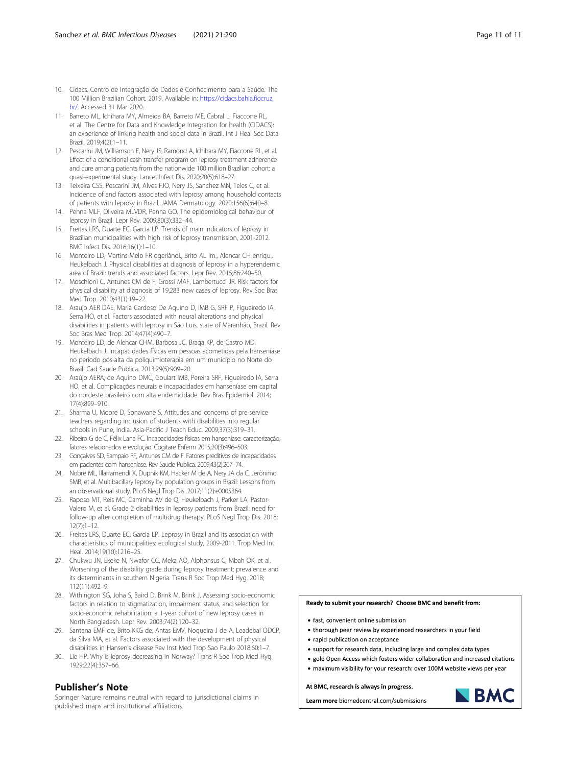10. Cidacs. Centro de Integração de Dados e Conhecimento para a Saúde. The 100 Million Brazilian Cohort. 2019. Available in: https://cidacs.bahia.fiocruz.br/. Accessed 31 Mar 2020.
11. Barreto ML, Ichihara MY, Almeida BA, Barreto ME, Cabral L, Fiaccone RL, et al. The Centre for Data and Knowledge Integration for health (CIDACS): an experience of linking health and social data in Brazil. Int J Heal Soc Data Brazil. 2019;4(2):1–11.
12. Pescarini JM, Williamson E, Nery JS, Ramond A, Ichihara MY, Fiaccone RL, et al. Effect of a conditional cash transfer program on leprosy treatment adherence and cure among patients from the nationwide 100 million Brazilian cohort: a quasi-experimental study. Lancet Infect Dis. 2020;20(5):618–27.
13. Teixeira CSS, Pescarini JM, Alves FJO, Nery JS, Sanchez MN, Teles C, et al. Incidence of and factors associated with leprosy among household contacts of patients with leprosy in Brazil. JAMA Dermatology. 2020;156(6):640–8.
14. Penna MLF, Oliveira MLVDR, Penna GO. The epidemiological behaviour of leprosy in Brazil. Lepr Rev. 2009;80(3):332–44.
15. Freitas LRS, Duarte EC, Garcia LP. Trends of main indicators of leprosy in Brazilian municipalities with high risk of leprosy transmission, 2001-2012. BMC Infect Dis. 2016;16(1):1–10.
16. Monteiro LD, Martins-Melo FR ogerlândi., Brito AL im., Alencar CH enriqu., Heukelbach J. Physical disabilities at diagnosis of leprosy in a hyperendemic area of Brazil: trends and associated factors. Lepr Rev. 2015;86:240–50.
17. Moschioni C, Antunes CM de F, Grossi MAF, Lambertucci JR. Risk factors for physical disability at diagnosis of 19,283 new cases of leprosy. Rev Soc Bras Med Trop. 2010;43(1):19–22.
18. Araujo AER DAE, Maria Cardoso De Aquino D, IMB G, SRF P, Figueiredo IA, Serra HO, et al. Factors associated with neural alterations and physical disabilities in patients with leprosy in São Luis, state of Maranhão, Brazil. Rev Soc Bras Med Trop. 2014;47(4):490–7.
19. Monteiro LD, de Alencar CHM, Barbosa JC, Braga KP, de Castro MD, Heukelbach J. Incapacidades físicas em pessoas acometidas pela hanseníase no período pós-alta da poliquimioterapia em um município no Norte do Brasil. Cad Saude Publica. 2013;29(5):909–20.
20. Araújo AERA, de Aquino DMC, Goulart IMB, Pereira SRF, Figueiredo IA, Serra HO, et al. Complicações neurais e incapacidades em hanseníase em capital do nordeste brasileiro com alta endemicidade. Rev Bras Epidemiol. 2014; 17(4):899–910.
21. Sharma U, Moore D, Sonawane S. Attitudes and concerns of pre-service teachers regarding inclusion of students with disabilities into regular schools in Pune, India. Asia-Pacific J Teach Educ. 2009;37(3):319–31.
22. Ribeiro G de C, Félix Lana FC. Incapacidades físicas em hanseníase: caracterização, fatores relacionados e evolução. Cogitare Enferm 2015;20(3):496–503.
23. Gonçalves SD, Sampaio RF, Antunes CM de F. Fatores preditivos de incapacidades em pacientes com hanseníase. Rev Saude Publica. 2009;43(2):267–74.
24. Nobre ML, Illarramendi X, Dupnik KM, Hacker M de A, Nery JA da C, Jerônimo SMB, et al. Multibacillary leprosy by population groups in Brazil: Lessons from an observational study. PLoS Negl Trop Dis. 2017;11(2):e0005364.
25. Raposo MT, Reis MC, Caminha AV de Q, Heukelbach J, Parker LA, Pastor-Valero M, et al. Grade 2 disabilities in leprosy patients from Brazil: need for follow-up after completion of multidrug therapy. PLoS Negl Trop Dis. 2018; 12(7):1–12.
26. Freitas LRS, Duarte EC, Garcia LP. Leprosy in Brazil and its association with characteristics of municipalities: ecological study, 2009-2011. Trop Med Int Heal. 2014;19(10):1216–25.
27. Chukwu JN, Ekeke N, Nwafor CC, Meka AO, Alphonsus C, Mbah OK, et al. Worsening of the disability grade during leprosy treatment: prevalence and its determinants in southern Nigeria. Trans R Soc Trop Med Hyg. 2018; 112(11):492–9.
28. Withington SG, Joha S, Baird D, Brink M, Brink J. Assessing socio-economic factors in relation to stigmatization, impairment status, and selection for socio-economic rehabilitation: a 1-year cohort of new leprosy cases in North Bangladesh. Lepr Rev. 2003;74(2):120–32.
29. Santana EMF de, Brito KKG de, Antas EMV, Nogueira J de A, Leadebal ODCP, da Silva MA, et al. Factors associated with the development of physical disabilities in Hansen's disease Rev Inst Med Trop Sao Paulo 2018;60:1–7.
30. Lie HP. Why is leprosy decreasing in Norway? Trans R Soc Trop Med Hyg. 1929;22(4):357–66.

## Publisher's Note

Springer Nature remains neutral with regard to jurisdictional claims in published maps and institutional affiliations.

**Ready to submit your research? Choose BMC and benefit from:**

- fast, convenient online submission
- thorough peer review by experienced researchers in your field
- rapid publication on acceptance
- support for research data, including large and complex data types
- gold Open Access which fosters wider collaboration and increased citations
- maximum visibility for your research: over 100M website views per year

**At BMC, research is always in progress.**

**Learn more** biomedcentral.com/submissions

BMC